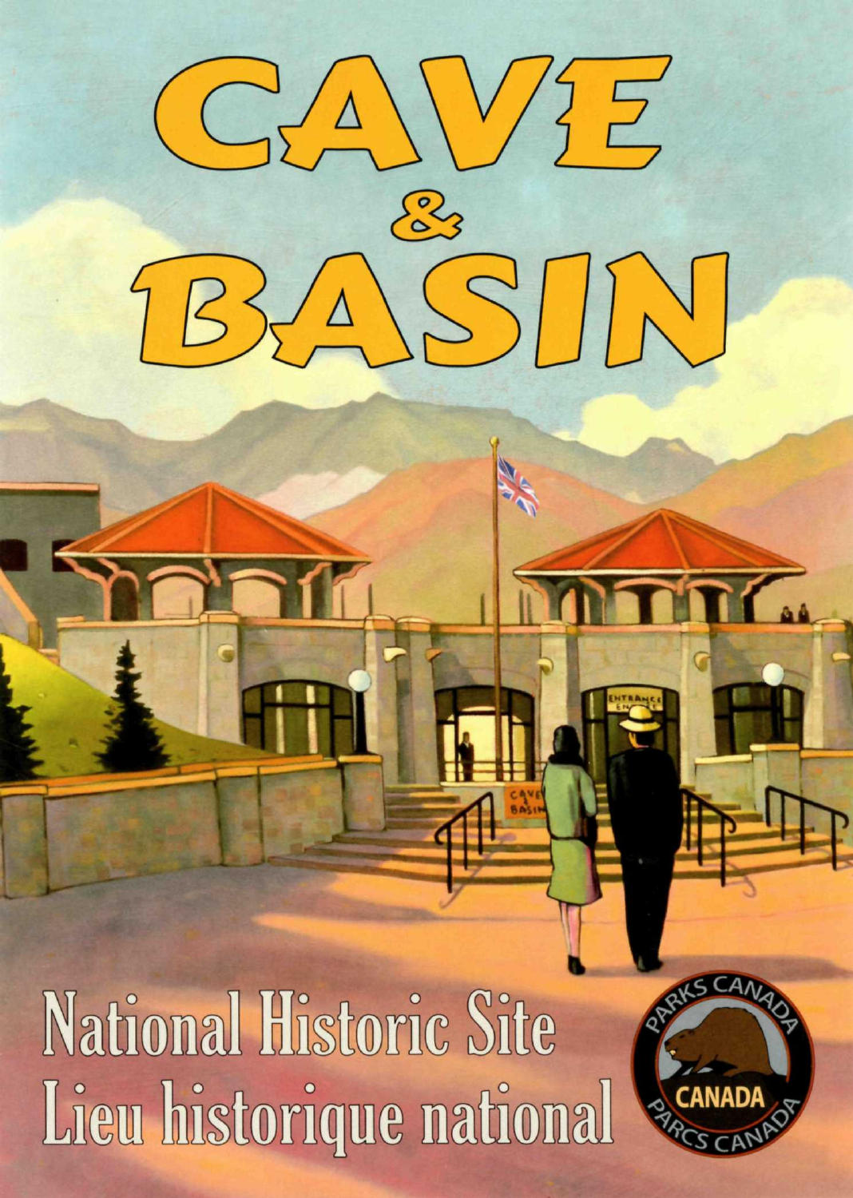# CAVE & BASIN

National Historic Site
Lieu historique national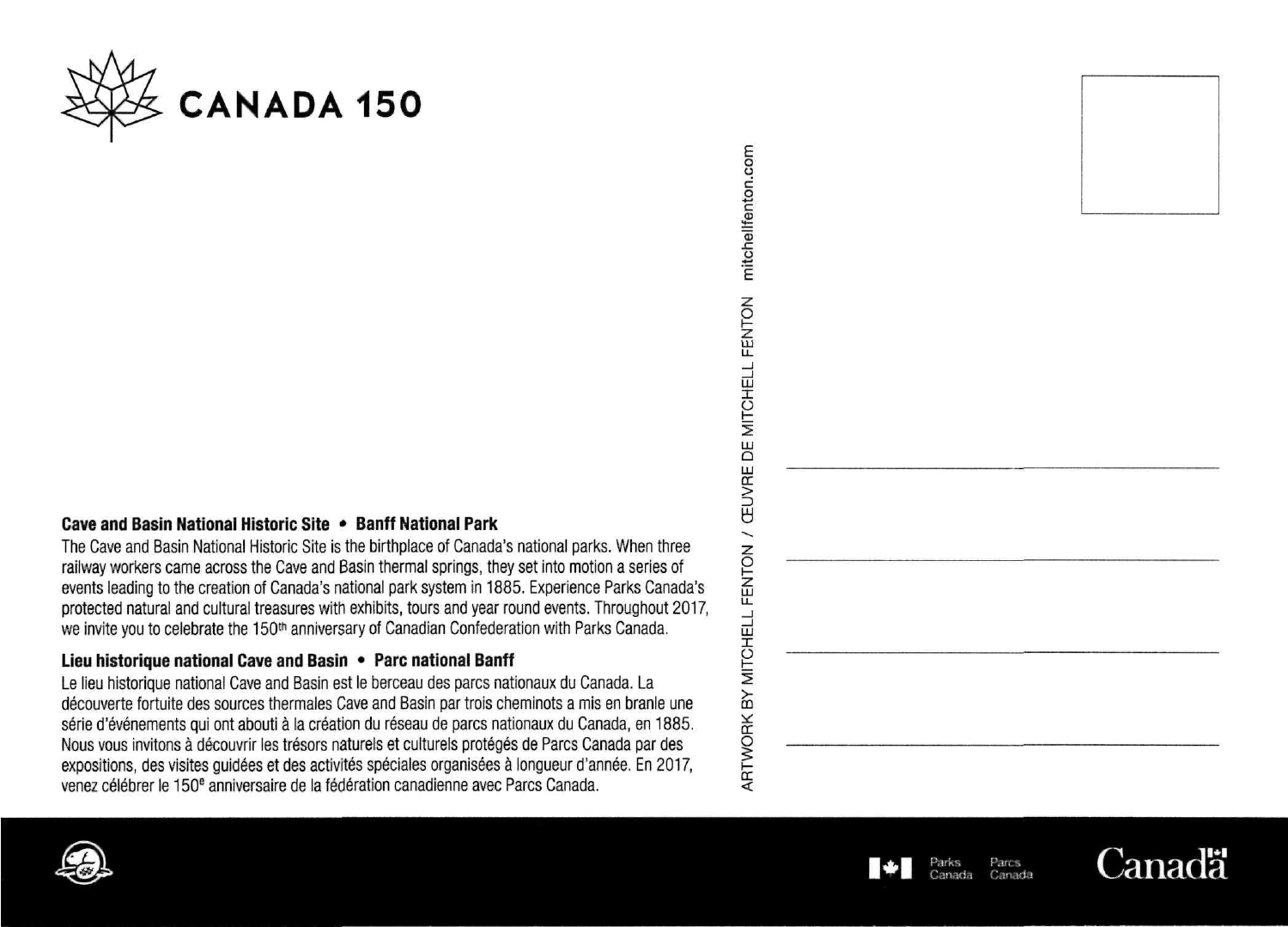# CANADA 150

ARTWORK BY MITCHELL FENTON / ŒUVRE DE MITCHELL FENTON mitchellfenton.com

**Cave and Basin National Historic Site • Banff National Park**

The Cave and Basin National Historic Site is the birthplace of Canada's national parks. When three railway workers came across the Cave and Basin thermal springs, they set into motion a series of events leading to the creation of Canada's national park system in 1885. Experience Parks Canada's protected natural and cultural treasures with exhibits, tours and year round events. Throughout 2017, we invite you to celebrate the 150th anniversary of Canadian Confederation with Parks Canada.

**Lieu historique national Cave and Basin • Parc national Banff**

Le lieu historique national Cave and Basin est le berceau des parcs nationaux du Canada. La découverte fortuite des sources thermales Cave and Basin par trois cheminots a mis en branle une série d'événements qui ont abouti à la création du réseau de parcs nationaux du Canada, en 1885. Nous vous invitons à découvrir les trésors naturels et culturels protégés de Parcs Canada par des expositions, des visites guidées et des activités spéciales organisées à longueur d'année. En 2017, venez célébrer le 150e anniversaire de la fédération canadienne avec Parcs Canada.

Parks Canada Parcs Canada

Canada